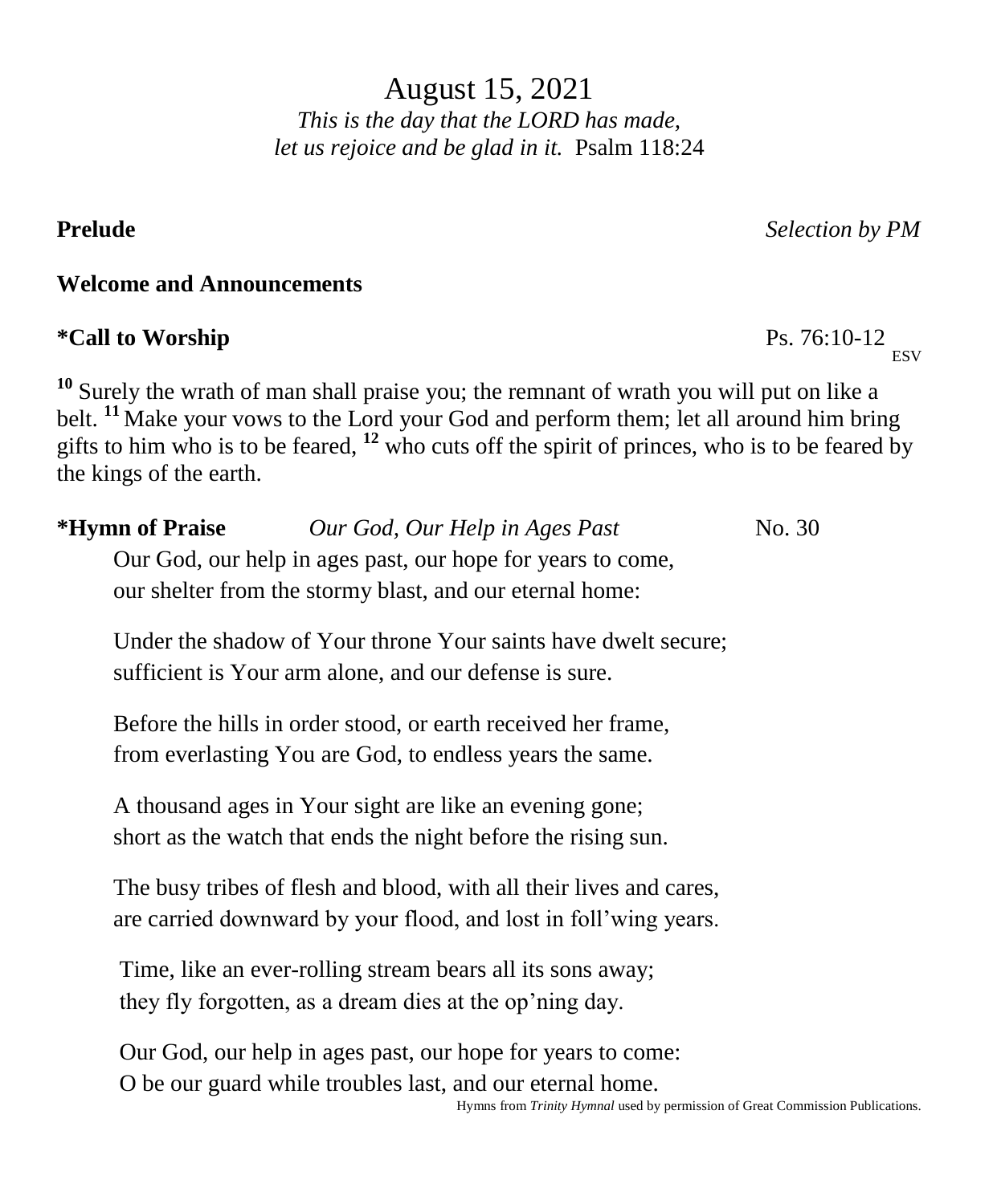# August 15, 2021

*This is the day that the LORD has made,*
*let us rejoice and be glad in it.* Psalm 118:24

**Prelude** *Selection by PM*

**Welcome and Announcements**

**\*Call to Worship** Ps. 76:10-12 ESV

[10] Surely the wrath of man shall praise you; the remnant of wrath you will put on like a belt. [11] Make your vows to the Lord your God and perform them; let all around him bring gifts to him who is to be feared, [12] who cuts off the spirit of princes, who is to be feared by the kings of the earth.

**\*Hymn of Praise** *Our God, Our Help in Ages Past* No. 30

Our God, our help in ages past, our hope for years to come,
our shelter from the stormy blast, and our eternal home:

Under the shadow of Your throne Your saints have dwelt secure;
sufficient is Your arm alone, and our defense is sure.

Before the hills in order stood, or earth received her frame,
from everlasting You are God, to endless years the same.

A thousand ages in Your sight are like an evening gone;
short as the watch that ends the night before the rising sun.

The busy tribes of flesh and blood, with all their lives and cares,
are carried downward by your flood, and lost in foll'wing years.

Time, like an ever-rolling stream bears all its sons away;
they fly forgotten, as a dream dies at the op'ning day.

Our God, our help in ages past, our hope for years to come:
O be our guard while troubles last, and our eternal home.

Hymns from *Trinity Hymnal* used by permission of Great Commission Publications.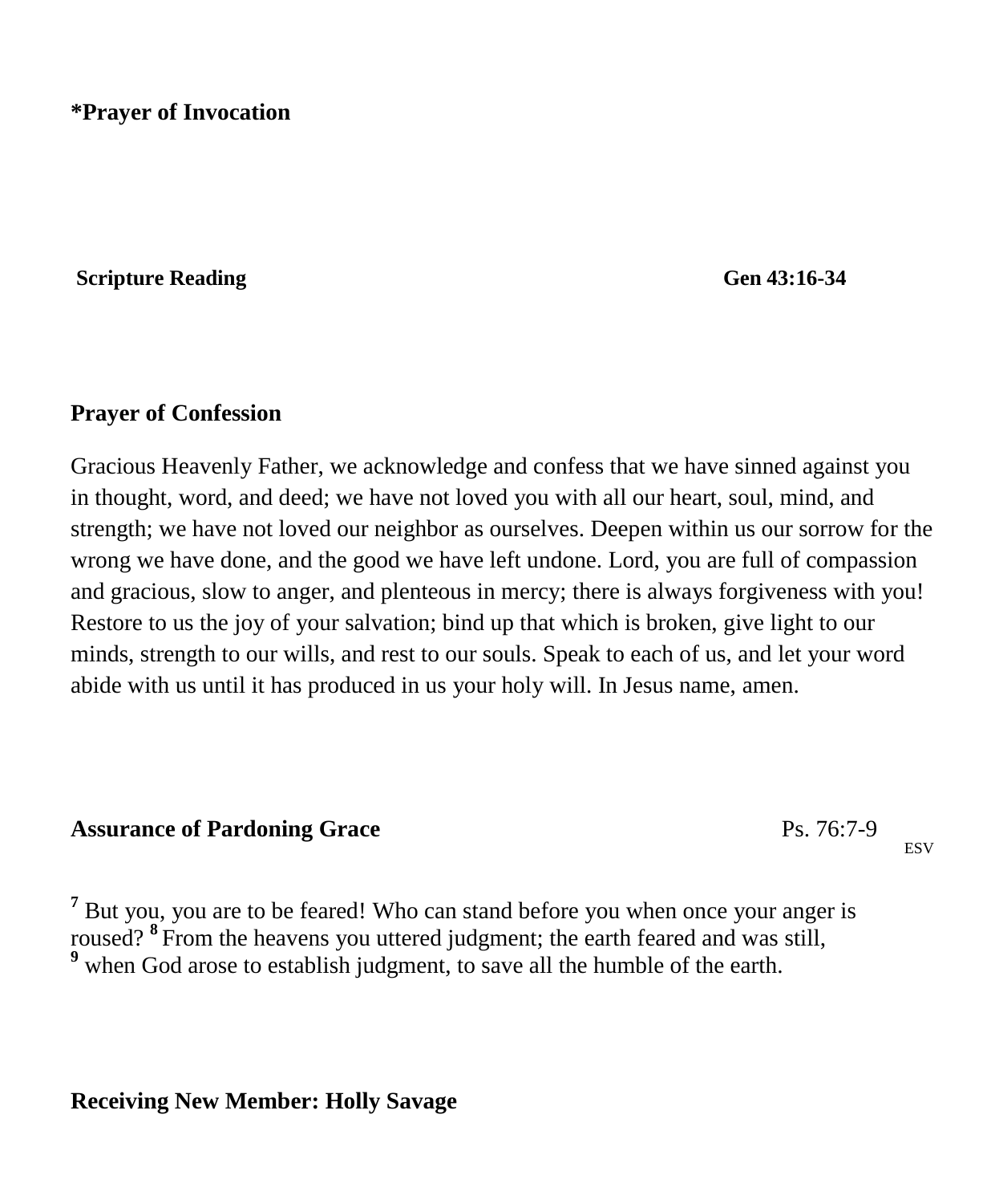**\*Prayer of Invocation**

**Scripture Reading** **Gen 43:16-34**

**Prayer of Confession**

Gracious Heavenly Father, we acknowledge and confess that we have sinned against you in thought, word, and deed; we have not loved you with all our heart, soul, mind, and strength; we have not loved our neighbor as ourselves. Deepen within us our sorrow for the wrong we have done, and the good we have left undone. Lord, you are full of compassion and gracious, slow to anger, and plenteous in mercy; there is always forgiveness with you! Restore to us the joy of your salvation; bind up that which is broken, give light to our minds, strength to our wills, and rest to our souls. Speak to each of us, and let your word abide with us until it has produced in us your holy will. In Jesus name, amen.

**Assurance of Pardoning Grace** Ps. 76:7-9 ESV

**7** But you, you are to be feared! Who can stand before you when once your anger is roused? **8** From the heavens you uttered judgment; the earth feared and was still,
**9** when God arose to establish judgment, to save all the humble of the earth.

**Receiving New Member: Holly Savage**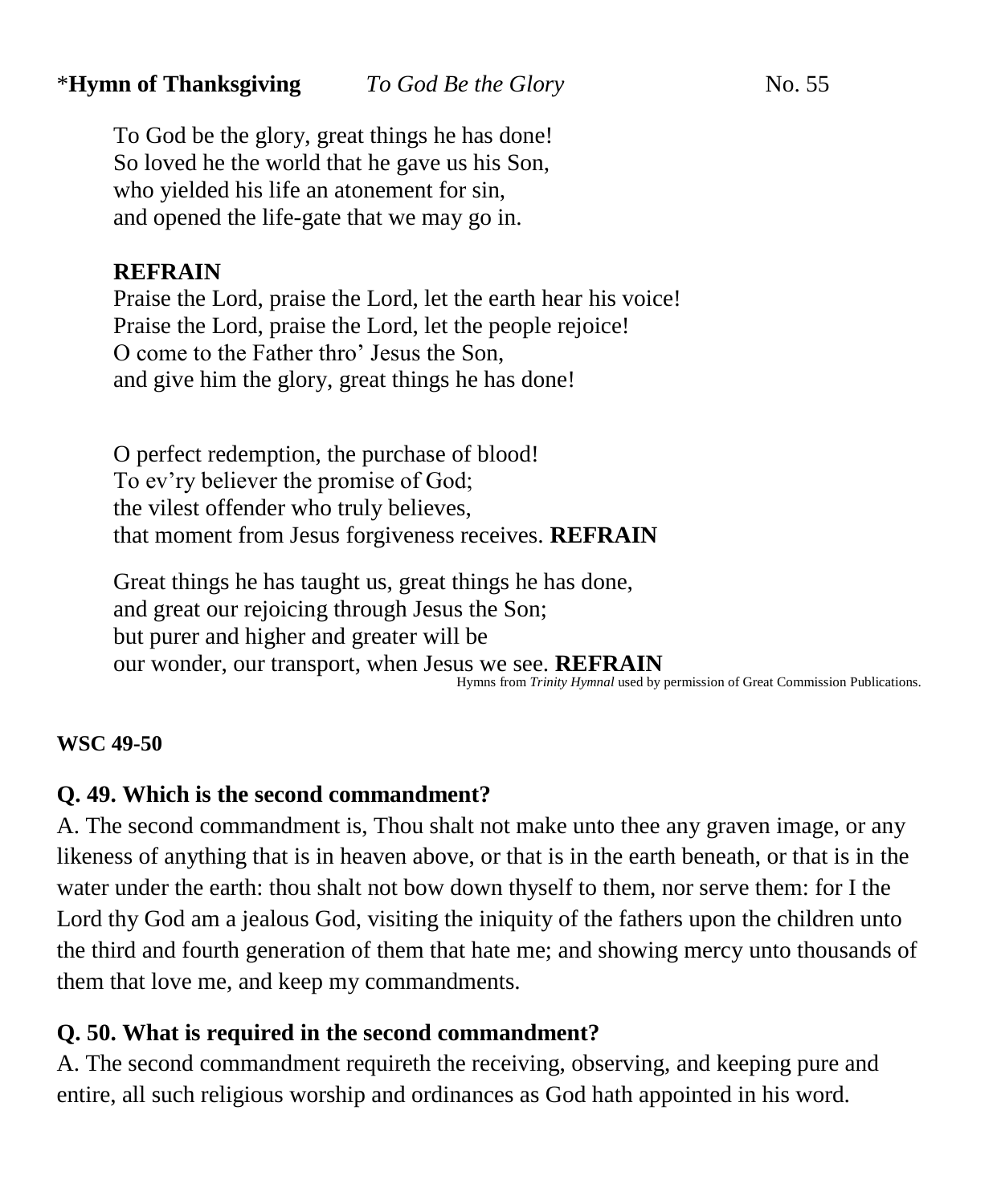*__Hymn of Thanksgiving__ *To God Be the Glory* No. 55

To God be the glory, great things he has done!
So loved he the world that he gave us his Son,
who yielded his life an atonement for sin,
and opened the life-gate that we may go in.

**REFRAIN**
Praise the Lord, praise the Lord, let the earth hear his voice!
Praise the Lord, praise the Lord, let the people rejoice!
O come to the Father thro' Jesus the Son,
and give him the glory, great things he has done!

O perfect redemption, the purchase of blood!
To ev'ry believer the promise of God;
the vilest offender who truly believes,
that moment from Jesus forgiveness receives. **REFRAIN**

Great things he has taught us, great things he has done,
and great our rejoicing through Jesus the Son;
but purer and higher and greater will be
our wonder, our transport, when Jesus we see. **REFRAIN**

Hymns from *Trinity Hymnal* used by permission of Great Commission Publications.

**WSC 49-50**

**Q. 49. Which is the second commandment?**
A. The second commandment is, Thou shalt not make unto thee any graven image, or any likeness of anything that is in heaven above, or that is in the earth beneath, or that is in the water under the earth: thou shalt not bow down thyself to them, nor serve them: for I the Lord thy God am a jealous God, visiting the iniquity of the fathers upon the children unto the third and fourth generation of them that hate me; and showing mercy unto thousands of them that love me, and keep my commandments.

**Q. 50. What is required in the second commandment?**
A. The second commandment requireth the receiving, observing, and keeping pure and entire, all such religious worship and ordinances as God hath appointed in his word.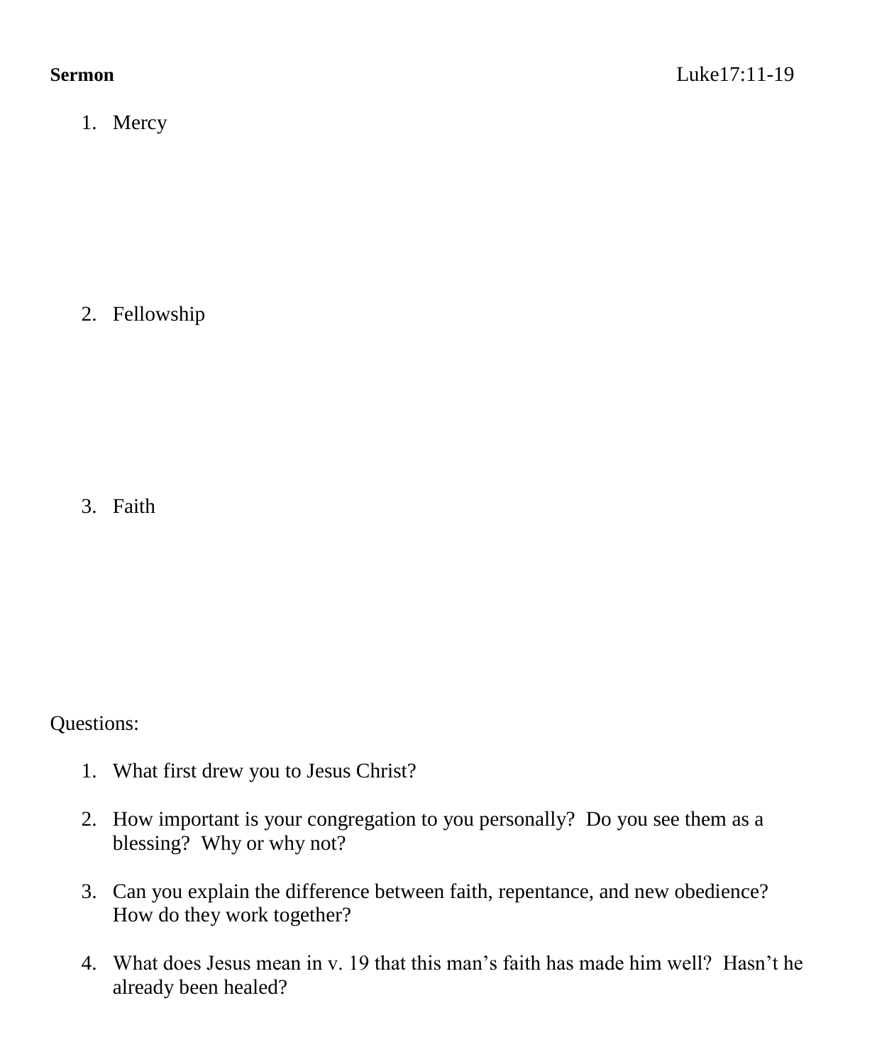**Sermon** Luke17:11-19

1. Mercy

2. Fellowship

3. Faith

Questions:

1. What first drew you to Jesus Christ?

2. How important is your congregation to you personally? Do you see them as a blessing? Why or why not?

3. Can you explain the difference between faith, repentance, and new obedience? How do they work together?

4. What does Jesus mean in v. 19 that this man's faith has made him well? Hasn't he already been healed?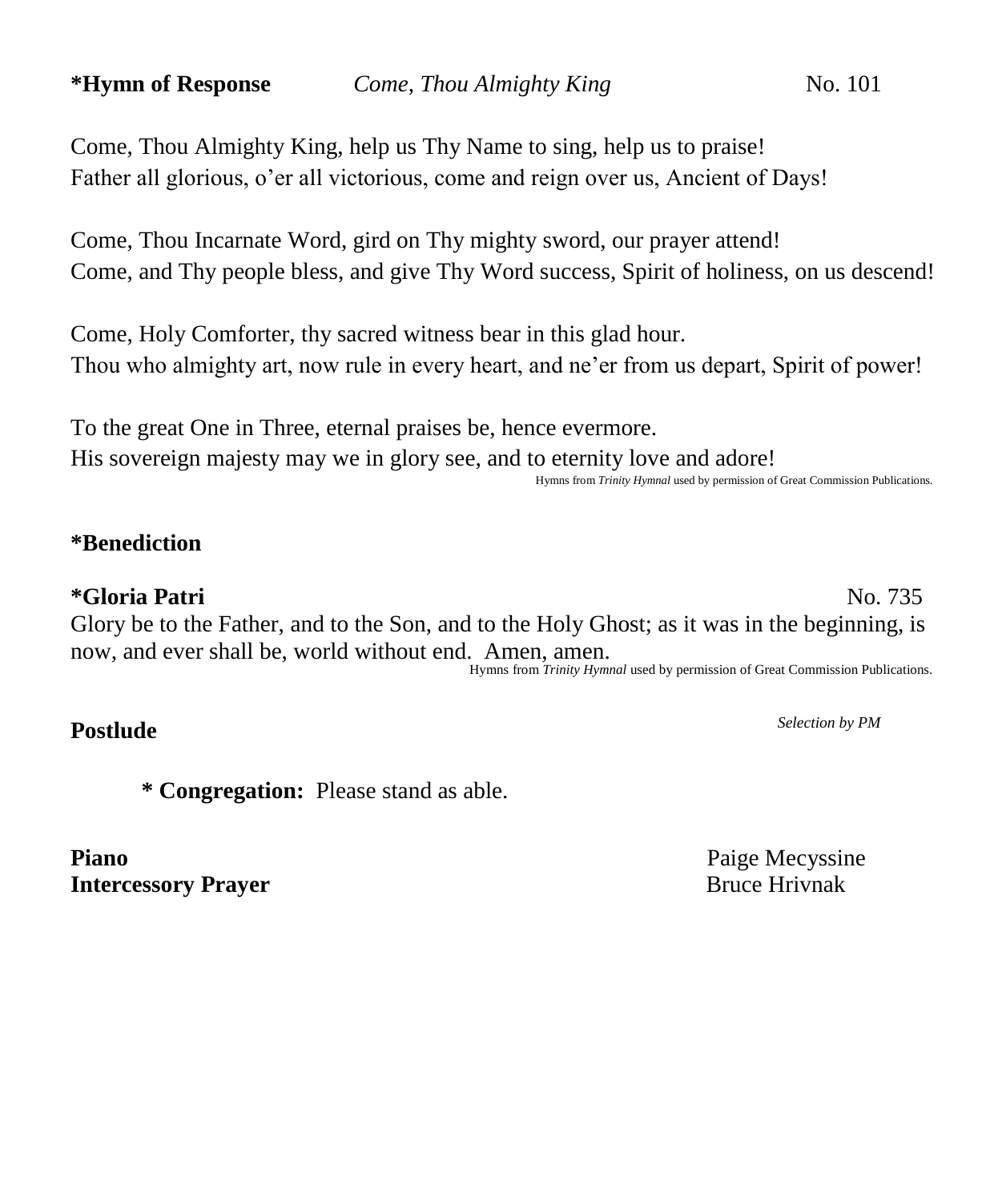**\*Hymn of Response** *Come, Thou Almighty King* No. 101

Come, Thou Almighty King, help us Thy Name to sing, help us to praise!
Father all glorious, o'er all victorious, come and reign over us, Ancient of Days!

Come, Thou Incarnate Word, gird on Thy mighty sword, our prayer attend!
Come, and Thy people bless, and give Thy Word success, Spirit of holiness, on us descend!

Come, Holy Comforter, thy sacred witness bear in this glad hour.
Thou who almighty art, now rule in every heart, and ne'er from us depart, Spirit of power!

To the great One in Three, eternal praises be, hence evermore.
His sovereign majesty may we in glory see, and to eternity love and adore!

Hymns from *Trinity Hymnal* used by permission of Great Commission Publications.

**\*Benediction**

**\*Gloria Patri** No. 735

Glory be to the Father, and to the Son, and to the Holy Ghost; as it was in the beginning, is now, and ever shall be, world without end. Amen, amen.

Hymns from *Trinity Hymnal* used by permission of Great Commission Publications.

**Postlude** *Selection by PM*

**\* Congregation:** Please stand as able.

**Piano** Paige Mecyssine
**Intercessory Prayer** Bruce Hrivnak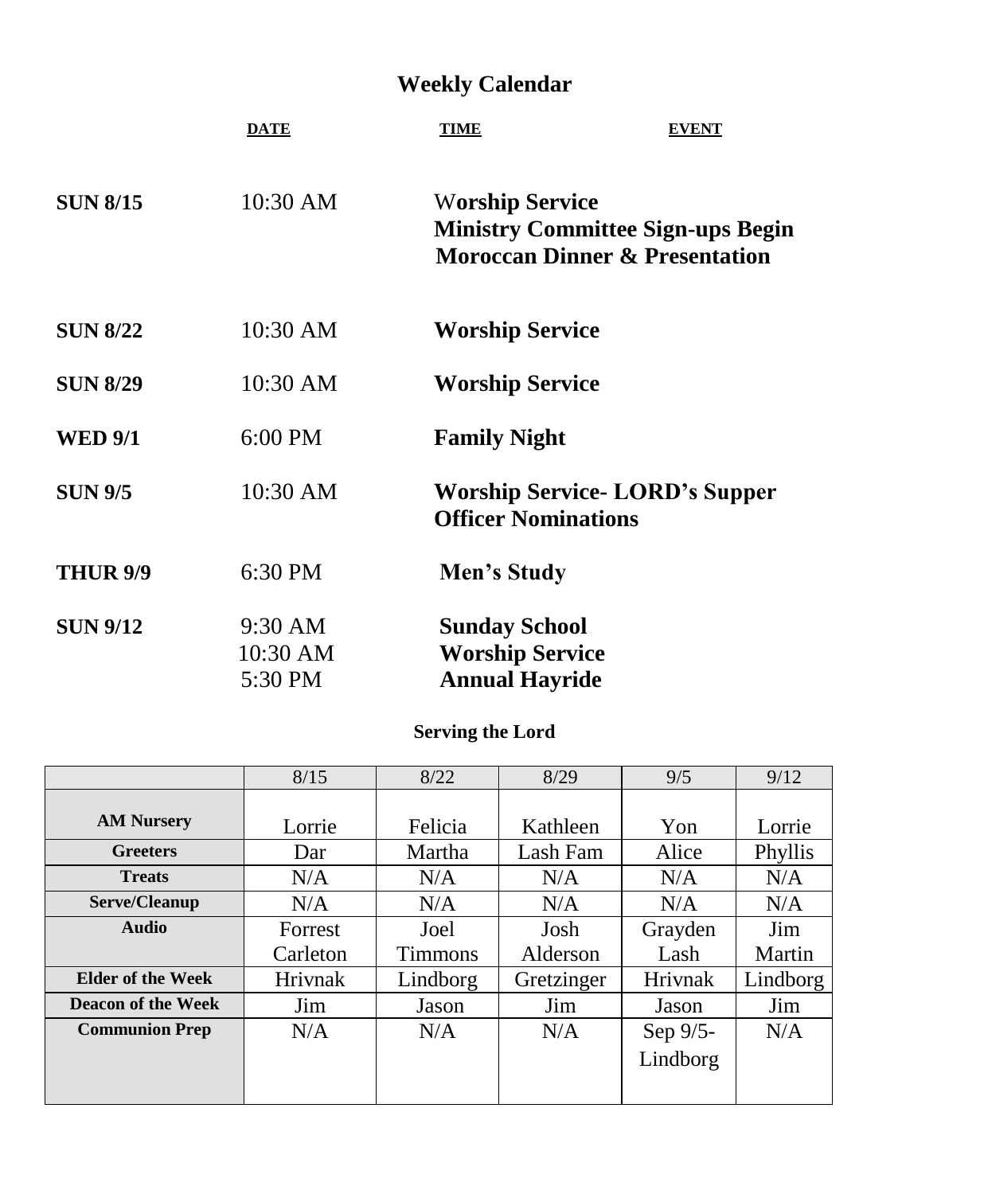# Weekly Calendar

| DATE | TIME | EVENT |
|---|---|---|
| **SUN 8/15** | 10:30 AM | **Worship Service**<br>**Ministry Committee Sign-ups Begin**<br>**Moroccan Dinner & Presentation** |
| **SUN 8/22** | 10:30 AM | **Worship Service** |
| **SUN 8/29** | 10:30 AM | **Worship Service** |
| **WED 9/1** | 6:00 PM | **Family Night** |
| **SUN 9/5** | 10:30 AM | **Worship Service- LORD's Supper**<br>**Officer Nominations** |
| **THUR 9/9** | 6:30 PM | **Men's Study** |
| **SUN 9/12** | 9:30 AM<br>10:30 AM<br>5:30 PM | **Sunday School**<br>**Worship Service**<br>**Annual Hayride** |

## Serving the Lord

| | 8/15 | 8/22 | 8/29 | 9/5 | 9/12 |
|---|---|---|---|---|---|
| **AM Nursery** | Lorrie | Felicia | Kathleen | Yon | Lorrie |
| **Greeters** | Dar | Martha | Lash Fam | Alice | Phyllis |
| **Treats** | N/A | N/A | N/A | N/A | N/A |
| **Serve/Cleanup** | N/A | N/A | N/A | N/A | N/A |
| **Audio** | Forrest Carleton | Joel Timmons | Josh Alderson | Grayden Lash | Jim Martin |
| **Elder of the Week** | Hrivnak | Lindborg | Gretzinger | Hrivnak | Lindborg |
| **Deacon of the Week** | Jim | Jason | Jim | Jason | Jim |
| **Communion Prep** | N/A | N/A | N/A | Sep 9/5-Lindborg | N/A |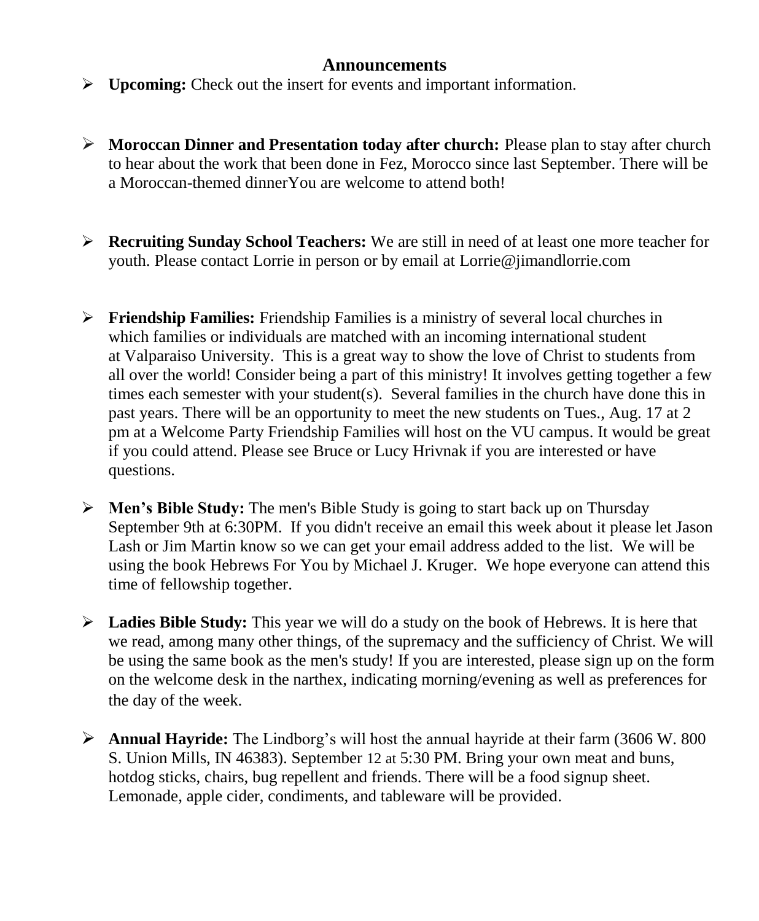## Announcements

- **Upcoming:** Check out the insert for events and important information.

- **Moroccan Dinner and Presentation today after church:** Please plan to stay after church to hear about the work that been done in Fez, Morocco since last September. There will be a Moroccan-themed dinnerYou are welcome to attend both!

- **Recruiting Sunday School Teachers:** We are still in need of at least one more teacher for youth. Please contact Lorrie in person or by email at Lorrie@jimandlorrie.com

- **Friendship Families:** Friendship Families is a ministry of several local churches in which families or individuals are matched with an incoming international student at Valparaiso University. This is a great way to show the love of Christ to students from all over the world! Consider being a part of this ministry! It involves getting together a few times each semester with your student(s). Several families in the church have done this in past years. There will be an opportunity to meet the new students on Tues., Aug. 17 at 2 pm at a Welcome Party Friendship Families will host on the VU campus. It would be great if you could attend. Please see Bruce or Lucy Hrivnak if you are interested or have questions.

- **Men's Bible Study:** The men's Bible Study is going to start back up on Thursday September 9th at 6:30PM. If you didn't receive an email this week about it please let Jason Lash or Jim Martin know so we can get your email address added to the list. We will be using the book Hebrews For You by Michael J. Kruger. We hope everyone can attend this time of fellowship together.

- **Ladies Bible Study:** This year we will do a study on the book of Hebrews. It is here that we read, among many other things, of the supremacy and the sufficiency of Christ. We will be using the same book as the men's study! If you are interested, please sign up on the form on the welcome desk in the narthex, indicating morning/evening as well as preferences for the day of the week.

- **Annual Hayride:** The Lindborg's will host the annual hayride at their farm (3606 W. 800 S. Union Mills, IN 46383). September 12 at 5:30 PM. Bring your own meat and buns, hotdog sticks, chairs, bug repellent and friends. There will be a food signup sheet. Lemonade, apple cider, condiments, and tableware will be provided.